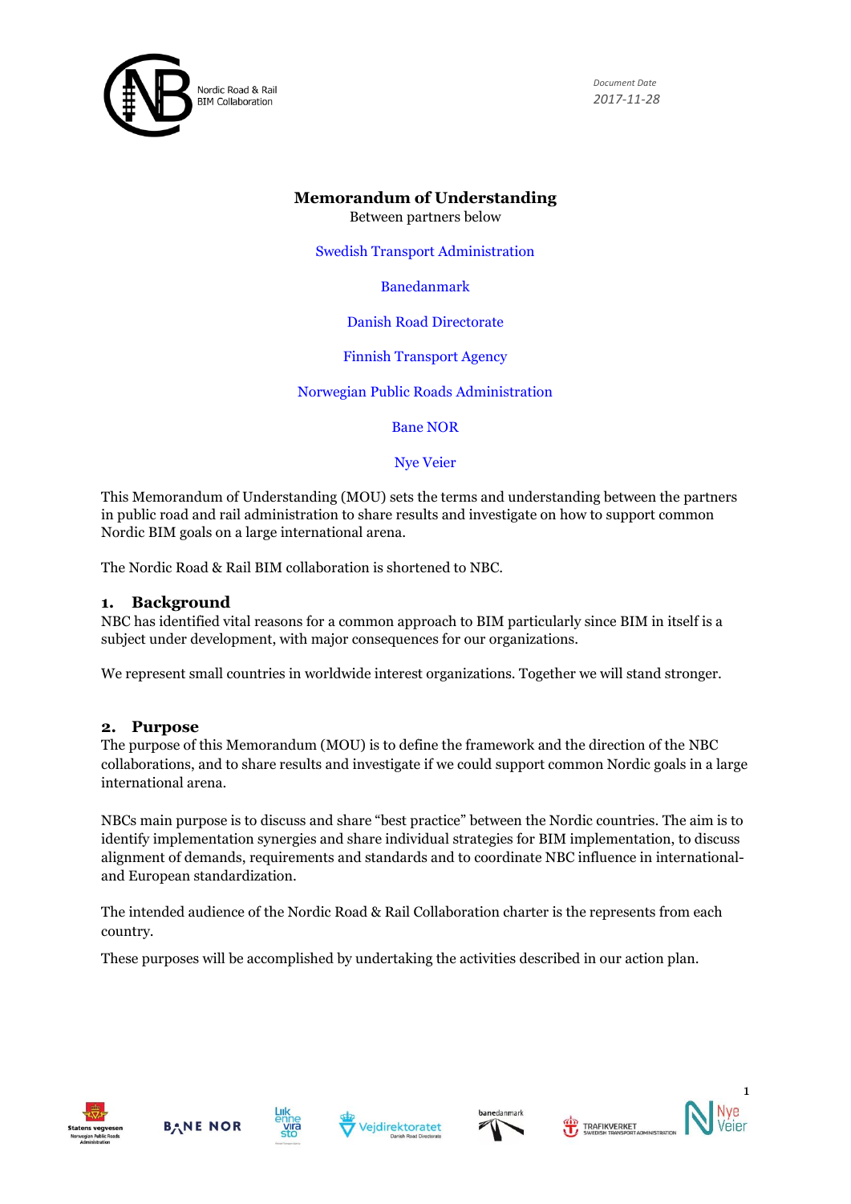Nordic Road & Rail BIM Collaboration

*Document Date*
*2017-11-28*

# Memorandum of Understanding

Between partners below

Swedish Transport Administration

Banedanmark

Danish Road Directorate

Finnish Transport Agency

Norwegian Public Roads Administration

Bane NOR

Nye Veier

This Memorandum of Understanding (MOU) sets the terms and understanding between the partners in public road and rail administration to share results and investigate on how to support common Nordic BIM goals on a large international arena.

The Nordic Road & Rail BIM collaboration is shortened to NBC.

## 1. Background

NBC has identified vital reasons for a common approach to BIM particularly since BIM in itself is a subject under development, with major consequences for our organizations.

We represent small countries in worldwide interest organizations. Together we will stand stronger.

## 2. Purpose

The purpose of this Memorandum (MOU) is to define the framework and the direction of the NBC collaborations, and to share results and investigate if we could support common Nordic goals in a large international arena.

NBCs main purpose is to discuss and share "best practice" between the Nordic countries. The aim is to identify implementation synergies and share individual strategies for BIM implementation, to discuss alignment of demands, requirements and standards and to coordinate NBC influence in international- and European standardization.

The intended audience of the Nordic Road & Rail Collaboration charter is the represents from each country.

These purposes will be accomplished by undertaking the activities described in our action plan.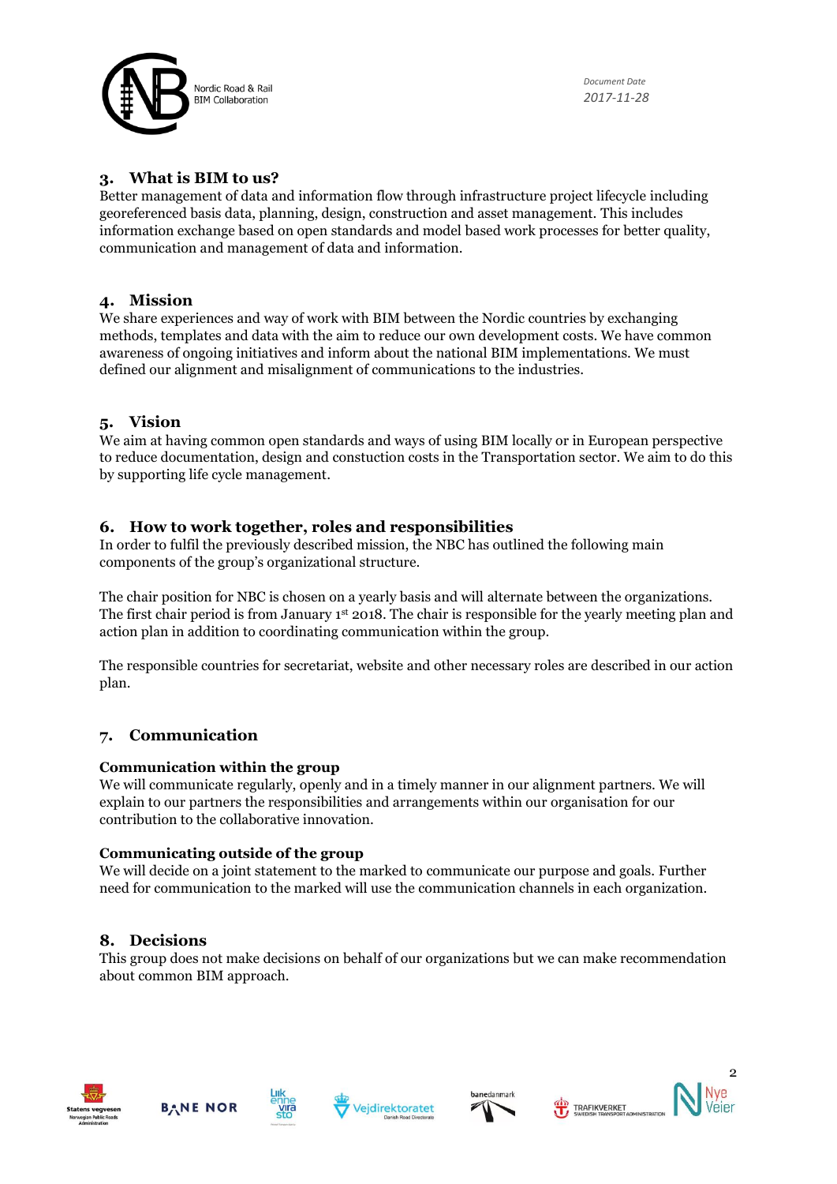## 3. What is BIM to us?

Better management of data and information flow through infrastructure project lifecycle including georeferenced basis data, planning, design, construction and asset management. This includes information exchange based on open standards and model based work processes for better quality, communication and management of data and information.

## 4. Mission

We share experiences and way of work with BIM between the Nordic countries by exchanging methods, templates and data with the aim to reduce our own development costs. We have common awareness of ongoing initiatives and inform about the national BIM implementations. We must defined our alignment and misalignment of communications to the industries.

## 5. Vision

We aim at having common open standards and ways of using BIM locally or in European perspective to reduce documentation, design and constuction costs in the Transportation sector. We aim to do this by supporting life cycle management.

## 6. How to work together, roles and responsibilities

In order to fulfil the previously described mission, the NBC has outlined the following main components of the group's organizational structure.

The chair position for NBC is chosen on a yearly basis and will alternate between the organizations. The first chair period is from January 1st 2018. The chair is responsible for the yearly meeting plan and action plan in addition to coordinating communication within the group.

The responsible countries for secretariat, website and other necessary roles are described in our action plan.

## 7. Communication

### Communication within the group

We will communicate regularly, openly and in a timely manner in our alignment partners. We will explain to our partners the responsibilities and arrangements within our organisation for our contribution to the collaborative innovation.

### Communicating outside of the group

We will decide on a joint statement to the marked to communicate our purpose and goals. Further need for communication to the marked will use the communication channels in each organization.

## 8. Decisions

This group does not make decisions on behalf of our organizations but we can make recommendation about common BIM approach.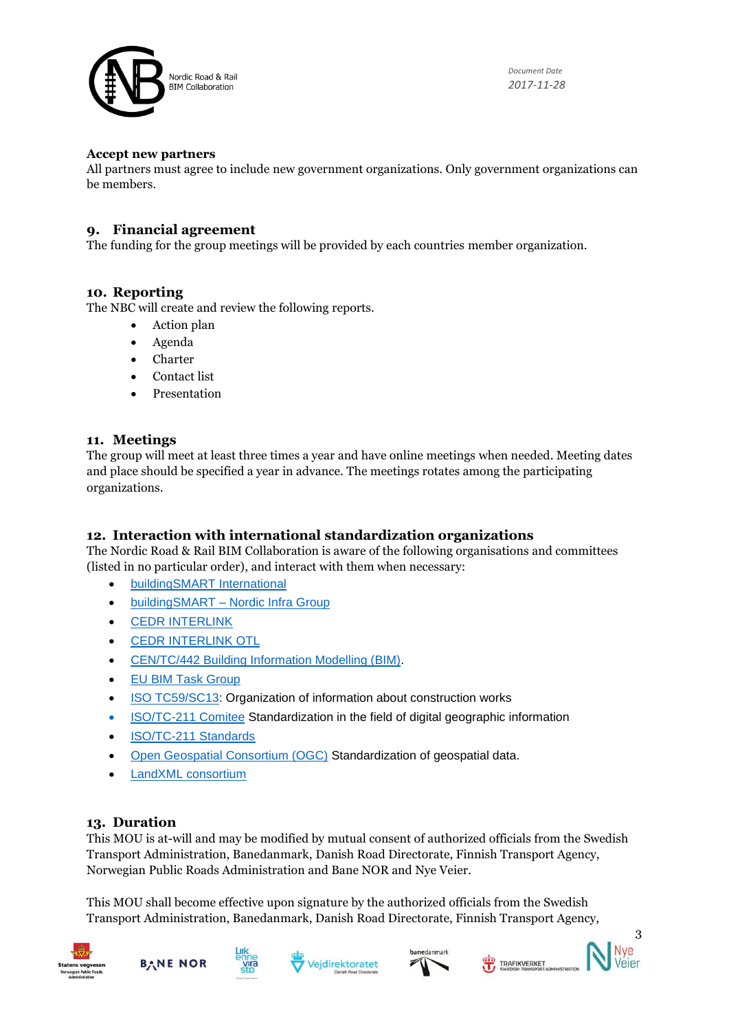**Accept new partners**

All partners must agree to include new government organizations. Only government organizations can be members.

## 9. Financial agreement

The funding for the group meetings will be provided by each countries member organization.

## 10. Reporting

The NBC will create and review the following reports.

- Action plan
- Agenda
- Charter
- Contact list
- Presentation

## 11. Meetings

The group will meet at least three times a year and have online meetings when needed. Meeting dates and place should be specified a year in advance. The meetings rotates among the participating organizations.

## 12. Interaction with international standardization organizations

The Nordic Road & Rail BIM Collaboration is aware of the following organisations and committees (listed in no particular order), and interact with them when necessary:

- buildingSMART International
- buildingSMART – Nordic Infra Group
- CEDR INTERLINK
- CEDR INTERLINK OTL
- CEN/TC/442 Building Information Modelling (BIM).
- EU BIM Task Group
- ISO TC59/SC13: Organization of information about construction works
- ISO/TC-211 Comitee Standardization in the field of digital geographic information
- ISO/TC-211 Standards
- Open Geospatial Consortium (OGC) Standardization of geospatial data.
- LandXML consortium

## 13. Duration

This MOU is at-will and may be modified by mutual consent of authorized officials from the Swedish Transport Administration, Banedanmark, Danish Road Directorate, Finnish Transport Agency, Norwegian Public Roads Administration and Bane NOR and Nye Veier.

This MOU shall become effective upon signature by the authorized officials from the Swedish Transport Administration, Banedanmark, Danish Road Directorate, Finnish Transport Agency,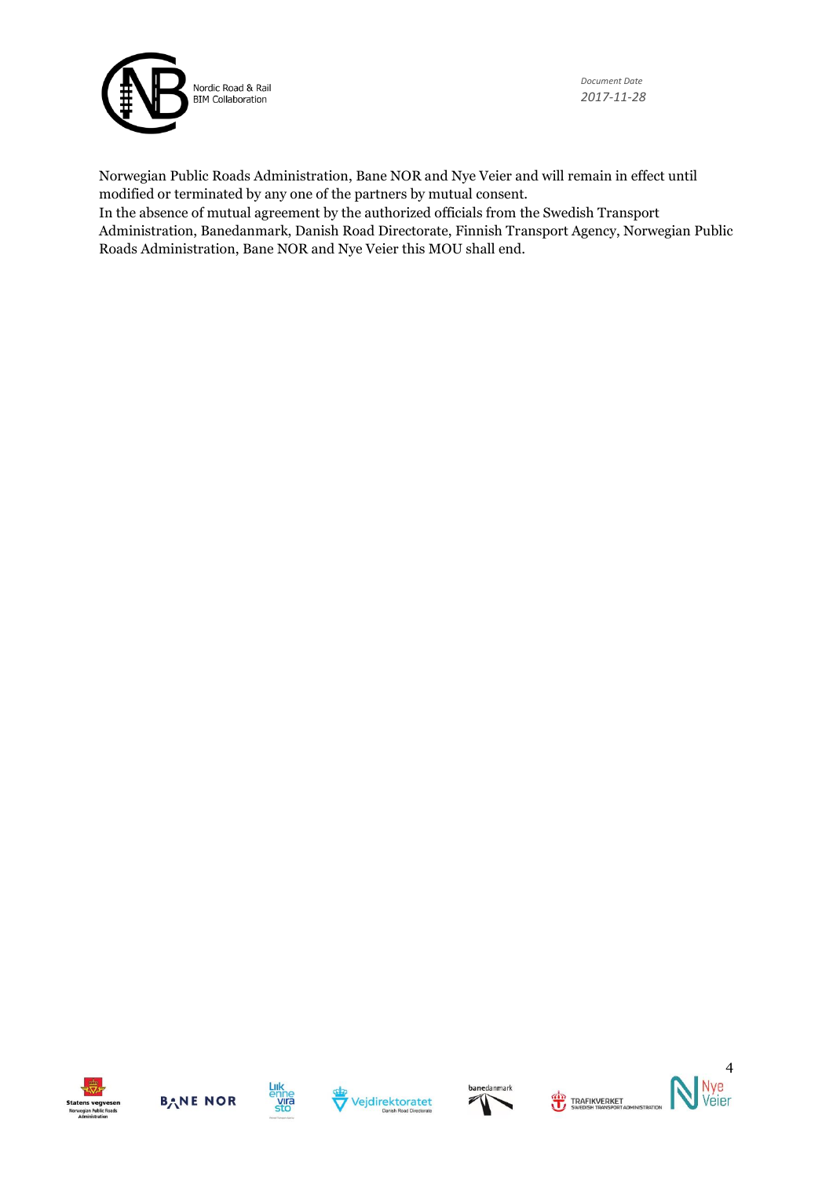Norwegian Public Roads Administration, Bane NOR and Nye Veier and will remain in effect until modified or terminated by any one of the partners by mutual consent.

In the absence of mutual agreement by the authorized officials from the Swedish Transport Administration, Banedanmark, Danish Road Directorate, Finnish Transport Agency, Norwegian Public Roads Administration, Bane NOR and Nye Veier this MOU shall end.